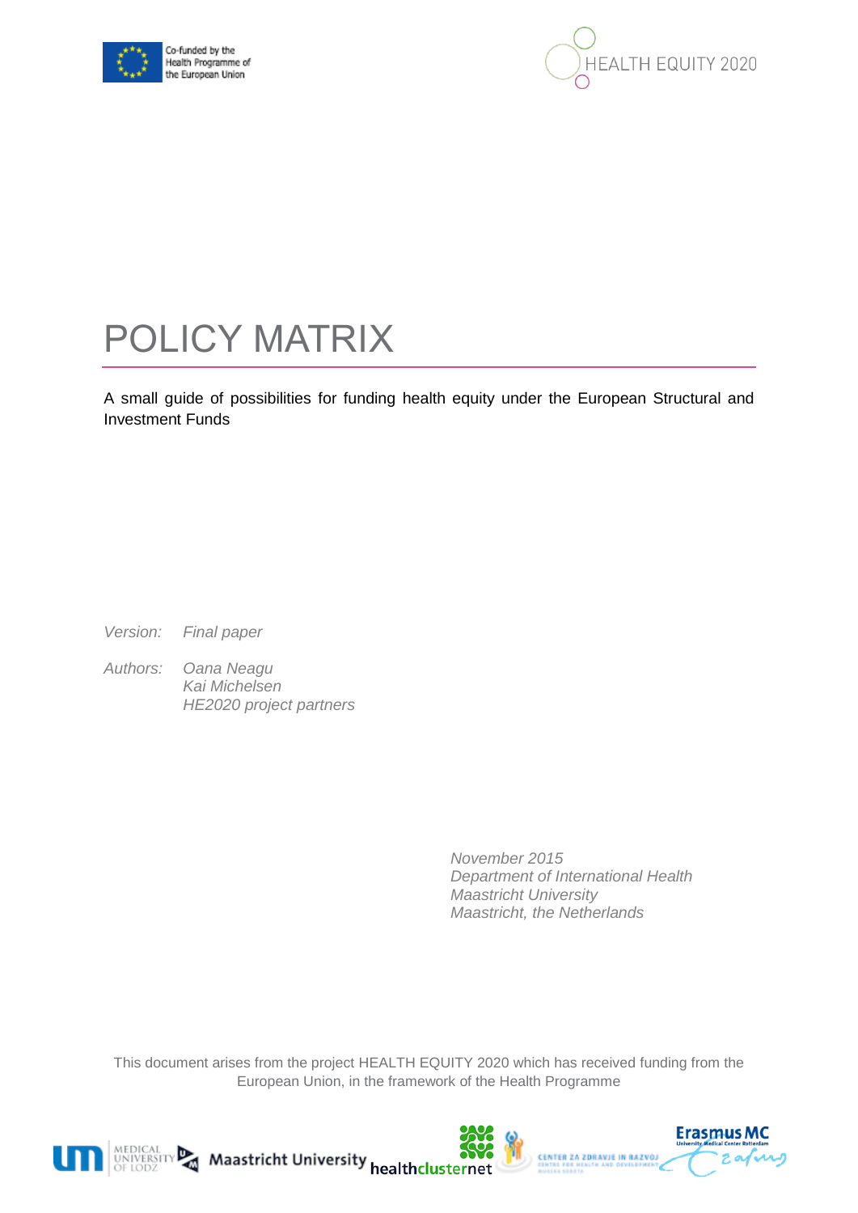Co-funded by the Health Programme of the European Union

HEALTH EQUITY 2020

# POLICY MATRIX

A small guide of possibilities for funding health equity under the European Structural and Investment Funds

*Version:* *Final paper*

*Authors:* *Oana Neagu*
*Kai Michelsen*
*HE2020 project partners*

*November 2015*
*Department of International Health*
*Maastricht University*
*Maastricht, the Netherlands*

This document arises from the project HEALTH EQUITY 2020 which has received funding from the European Union, in the framework of the Health Programme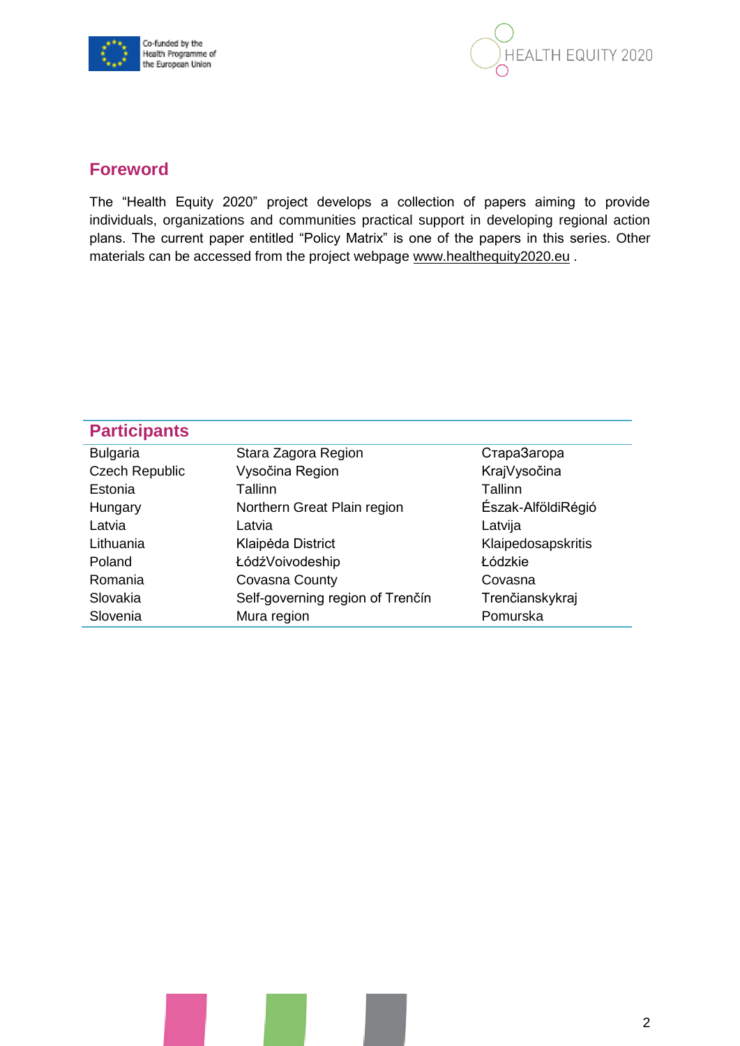## Foreword

The “Health Equity 2020” project develops a collection of papers aiming to provide individuals, organizations and communities practical support in developing regional action plans. The current paper entitled “Policy Matrix” is one of the papers in this series. Other materials can be accessed from the project webpage www.healthequity2020.eu .

## Participants

| | | |
|---|---|---|
| Bulgaria | Stara Zagora Region | СтараЗагора |
| Czech Republic | Vysočina Region | KrajVysočina |
| Estonia | Tallinn | Tallinn |
| Hungary | Northern Great Plain region | Észak-AlföldiRégió |
| Latvia | Latvia | Latvija |
| Lithuania | Klaipėda District | Klaipedosapskritis |
| Poland | ŁódźVoivodeship | Łódzkie |
| Romania | Covasna County | Covasna |
| Slovakia | Self-governing region of Trenčín | Trenčianskykraj |
| Slovenia | Mura region | Pomurska |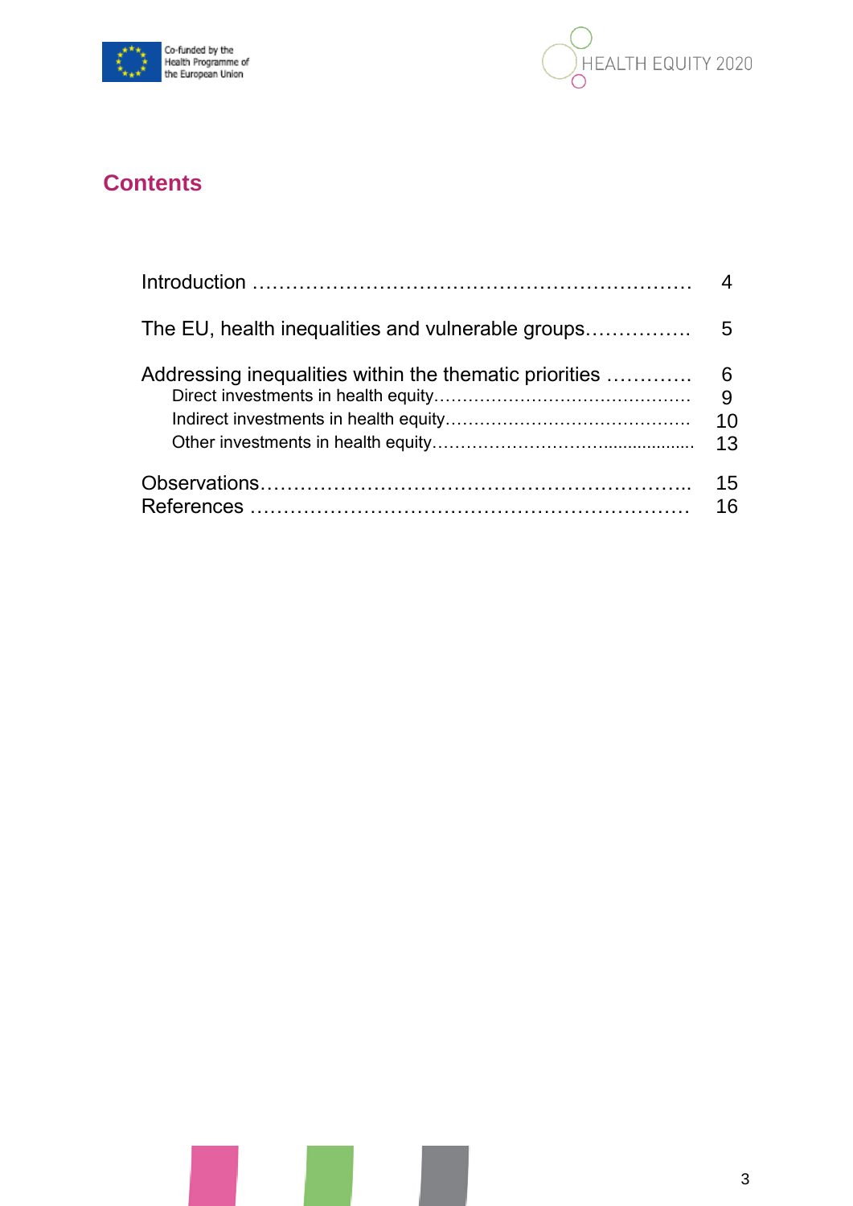## Contents

| | |
|---|---|
| Introduction | 4 |
| The EU, health inequalities and vulnerable groups | 5 |
| Addressing inequalities within the thematic priorities | 6 |
| Direct investments in health equity | 9 |
| Indirect investments in health equity | 10 |
| Other investments in health equity | 13 |
| Observations | 15 |
| References | 16 |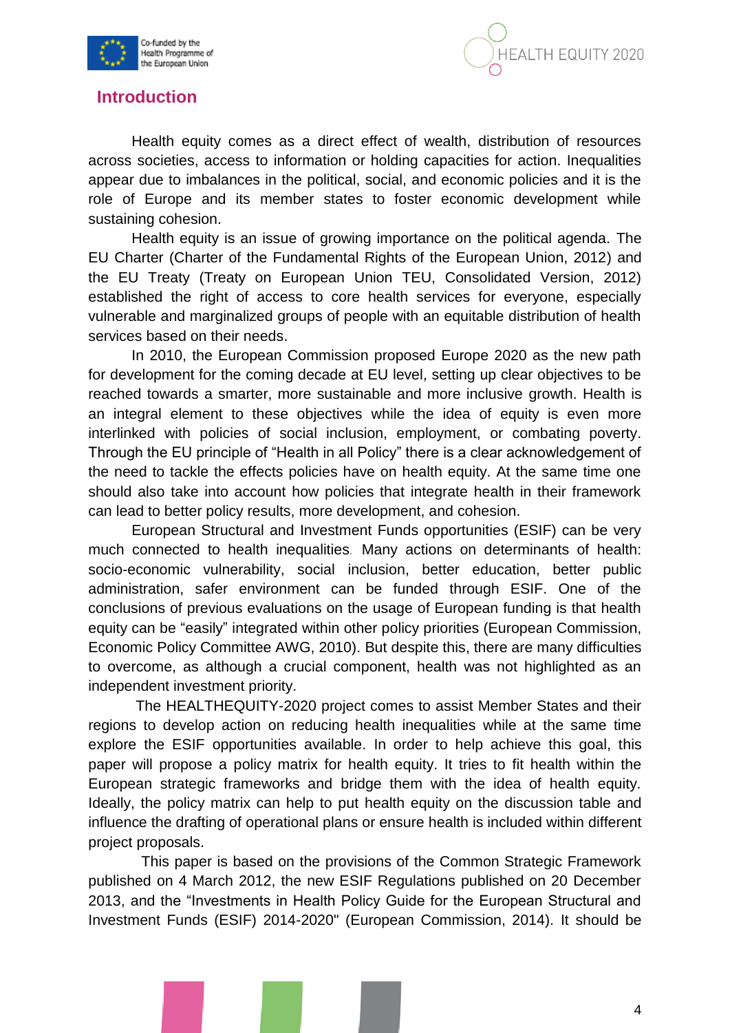## Introduction

Health equity comes as a direct effect of wealth, distribution of resources across societies, access to information or holding capacities for action. Inequalities appear due to imbalances in the political, social, and economic policies and it is the role of Europe and its member states to foster economic development while sustaining cohesion.

Health equity is an issue of growing importance on the political agenda. The EU Charter (Charter of the Fundamental Rights of the European Union, 2012) and the EU Treaty (Treaty on European Union TEU, Consolidated Version, 2012) established the right of access to core health services for everyone, especially vulnerable and marginalized groups of people with an equitable distribution of health services based on their needs.

In 2010, the European Commission proposed Europe 2020 as the new path for development for the coming decade at EU level, setting up clear objectives to be reached towards a smarter, more sustainable and more inclusive growth. Health is an integral element to these objectives while the idea of equity is even more interlinked with policies of social inclusion, employment, or combating poverty. Through the EU principle of "Health in all Policy" there is a clear acknowledgement of the need to tackle the effects policies have on health equity. At the same time one should also take into account how policies that integrate health in their framework can lead to better policy results, more development, and cohesion.

European Structural and Investment Funds opportunities (ESIF) can be very much connected to health inequalities. Many actions on determinants of health: socio-economic vulnerability, social inclusion, better education, better public administration, safer environment can be funded through ESIF. One of the conclusions of previous evaluations on the usage of European funding is that health equity can be "easily" integrated within other policy priorities (European Commission, Economic Policy Committee AWG, 2010). But despite this, there are many difficulties to overcome, as although a crucial component, health was not highlighted as an independent investment priority.

The HEALTHEQUITY-2020 project comes to assist Member States and their regions to develop action on reducing health inequalities while at the same time explore the ESIF opportunities available. In order to help achieve this goal, this paper will propose a policy matrix for health equity. It tries to fit health within the European strategic frameworks and bridge them with the idea of health equity. Ideally, the policy matrix can help to put health equity on the discussion table and influence the drafting of operational plans or ensure health is included within different project proposals.

This paper is based on the provisions of the Common Strategic Framework published on 4 March 2012, the new ESIF Regulations published on 20 December 2013, and the "Investments in Health Policy Guide for the European Structural and Investment Funds (ESIF) 2014-2020" (European Commission, 2014). It should be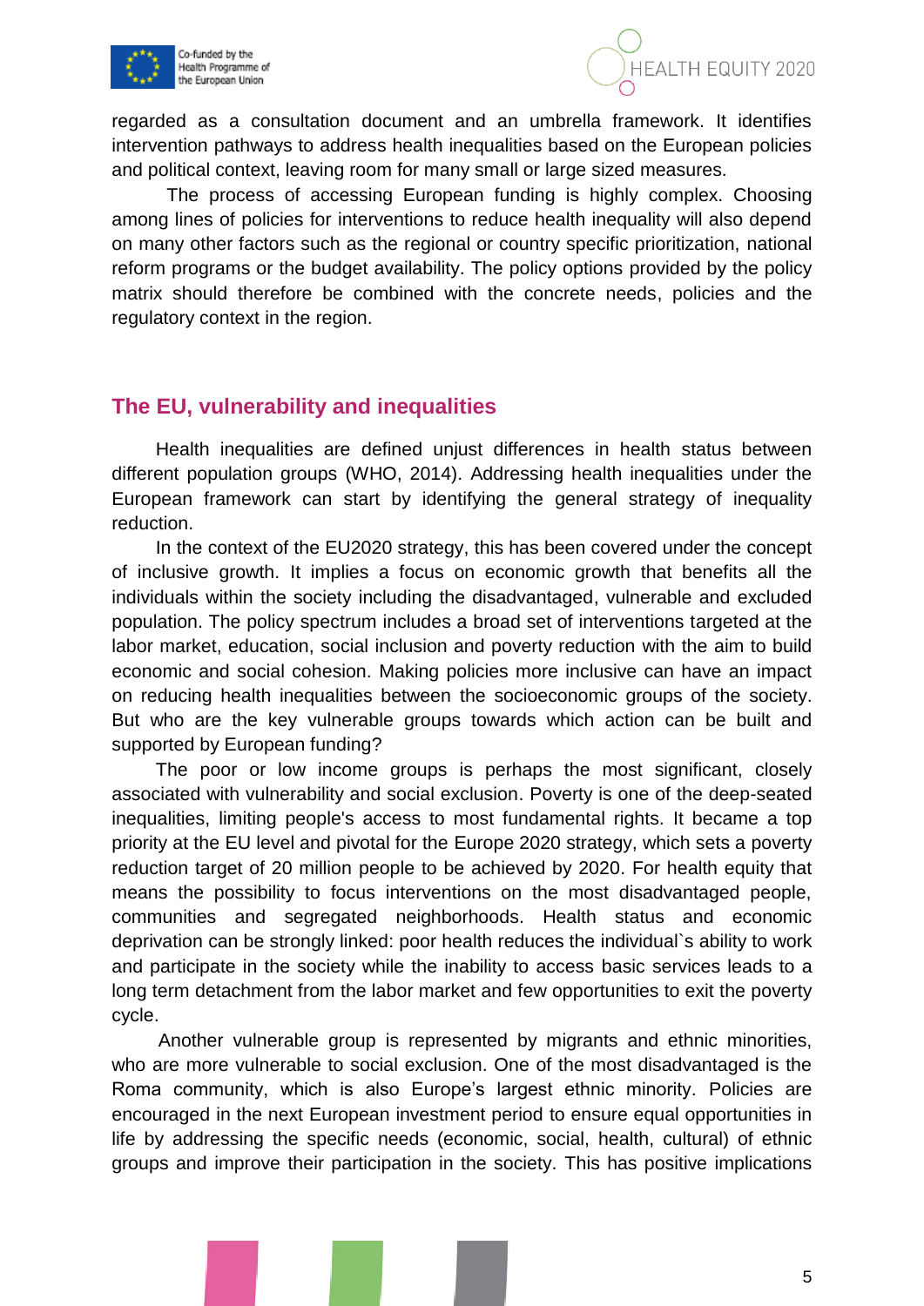regarded as a consultation document and an umbrella framework. It identifies intervention pathways to address health inequalities based on the European policies and political context, leaving room for many small or large sized measures.

The process of accessing European funding is highly complex. Choosing among lines of policies for interventions to reduce health inequality will also depend on many other factors such as the regional or country specific prioritization, national reform programs or the budget availability. The policy options provided by the policy matrix should therefore be combined with the concrete needs, policies and the regulatory context in the region.

## The EU, vulnerability and inequalities

Health inequalities are defined unjust differences in health status between different population groups (WHO, 2014). Addressing health inequalities under the European framework can start by identifying the general strategy of inequality reduction.

In the context of the EU2020 strategy, this has been covered under the concept of inclusive growth. It implies a focus on economic growth that benefits all the individuals within the society including the disadvantaged, vulnerable and excluded population. The policy spectrum includes a broad set of interventions targeted at the labor market, education, social inclusion and poverty reduction with the aim to build economic and social cohesion. Making policies more inclusive can have an impact on reducing health inequalities between the socioeconomic groups of the society. But who are the key vulnerable groups towards which action can be built and supported by European funding?

The poor or low income groups is perhaps the most significant, closely associated with vulnerability and social exclusion. Poverty is one of the deep-seated inequalities, limiting people's access to most fundamental rights. It became a top priority at the EU level and pivotal for the Europe 2020 strategy, which sets a poverty reduction target of 20 million people to be achieved by 2020. For health equity that means the possibility to focus interventions on the most disadvantaged people, communities and segregated neighborhoods. Health status and economic deprivation can be strongly linked: poor health reduces the individual`s ability to work and participate in the society while the inability to access basic services leads to a long term detachment from the labor market and few opportunities to exit the poverty cycle.

Another vulnerable group is represented by migrants and ethnic minorities, who are more vulnerable to social exclusion. One of the most disadvantaged is the Roma community, which is also Europe's largest ethnic minority. Policies are encouraged in the next European investment period to ensure equal opportunities in life by addressing the specific needs (economic, social, health, cultural) of ethnic groups and improve their participation in the society. This has positive implications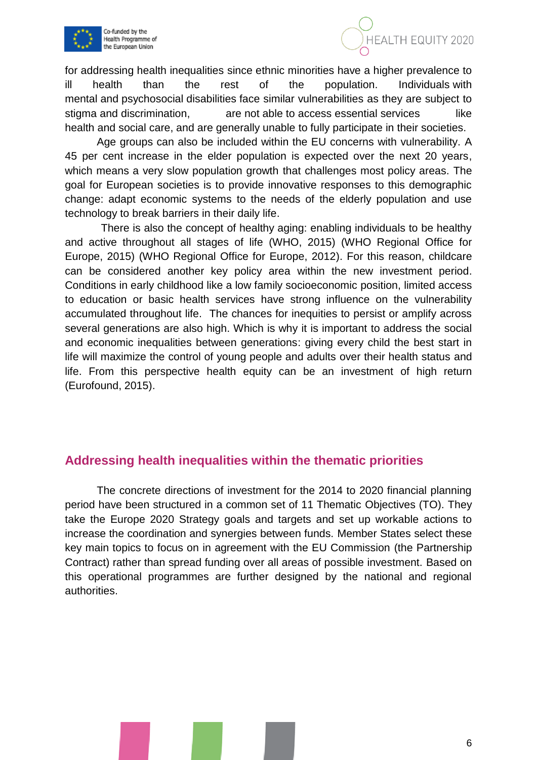for addressing health inequalities since ethnic minorities have a higher prevalence to ill health than the rest of the population. Individuals with mental and psychosocial disabilities face similar vulnerabilities as they are subject to stigma and discrimination, are not able to access essential services like health and social care, and are generally unable to fully participate in their societies.

Age groups can also be included within the EU concerns with vulnerability. A 45 per cent increase in the elder population is expected over the next 20 years, which means a very slow population growth that challenges most policy areas. The goal for European societies is to provide innovative responses to this demographic change: adapt economic systems to the needs of the elderly population and use technology to break barriers in their daily life.

There is also the concept of healthy aging: enabling individuals to be healthy and active throughout all stages of life (WHO, 2015) (WHO Regional Office for Europe, 2015) (WHO Regional Office for Europe, 2012). For this reason, childcare can be considered another key policy area within the new investment period. Conditions in early childhood like a low family socioeconomic position, limited access to education or basic health services have strong influence on the vulnerability accumulated throughout life. The chances for inequities to persist or amplify across several generations are also high. Which is why it is important to address the social and economic inequalities between generations: giving every child the best start in life will maximize the control of young people and adults over their health status and life. From this perspective health equity can be an investment of high return (Eurofound, 2015).

## Addressing health inequalities within the thematic priorities

The concrete directions of investment for the 2014 to 2020 financial planning period have been structured in a common set of 11 Thematic Objectives (TO). They take the Europe 2020 Strategy goals and targets and set up workable actions to increase the coordination and synergies between funds. Member States select these key main topics to focus on in agreement with the EU Commission (the Partnership Contract) rather than spread funding over all areas of possible investment. Based on this operational programmes are further designed by the national and regional authorities.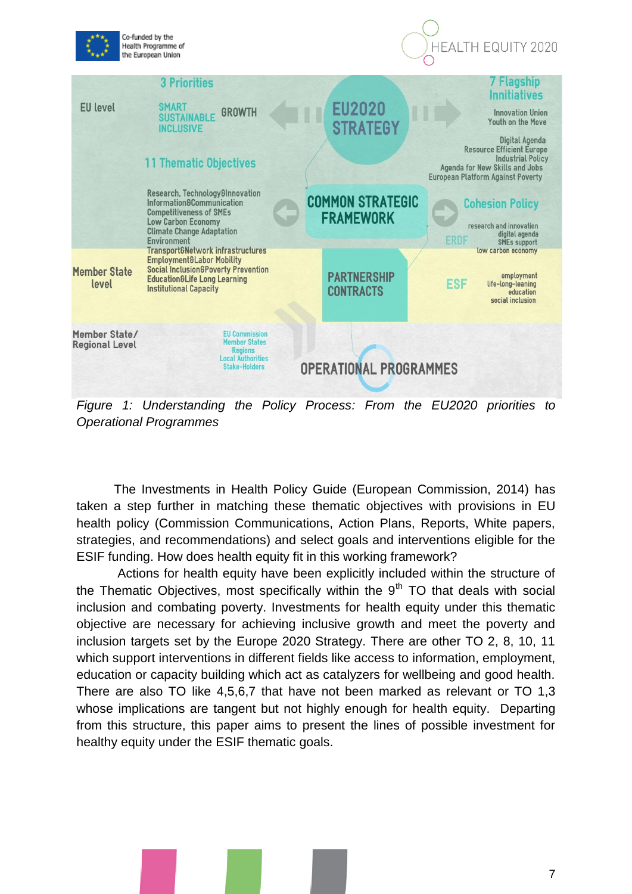*Figure 1: Understanding the Policy Process: From the EU2020 priorities to Operational Programmes*

The Investments in Health Policy Guide (European Commission, 2014) has taken a step further in matching these thematic objectives with provisions in EU health policy (Commission Communications, Action Plans, Reports, White papers, strategies, and recommendations) and select goals and interventions eligible for the ESIF funding. How does health equity fit in this working framework?

Actions for health equity have been explicitly included within the structure of the Thematic Objectives, most specifically within the 9th TO that deals with social inclusion and combating poverty. Investments for health equity under this thematic objective are necessary for achieving inclusive growth and meet the poverty and inclusion targets set by the Europe 2020 Strategy. There are other TO 2, 8, 10, 11 which support interventions in different fields like access to information, employment, education or capacity building which act as catalyzers for wellbeing and good health. There are also TO like 4,5,6,7 that have not been marked as relevant or TO 1,3 whose implications are tangent but not highly enough for health equity. Departing from this structure, this paper aims to present the lines of possible investment for healthy equity under the ESIF thematic goals.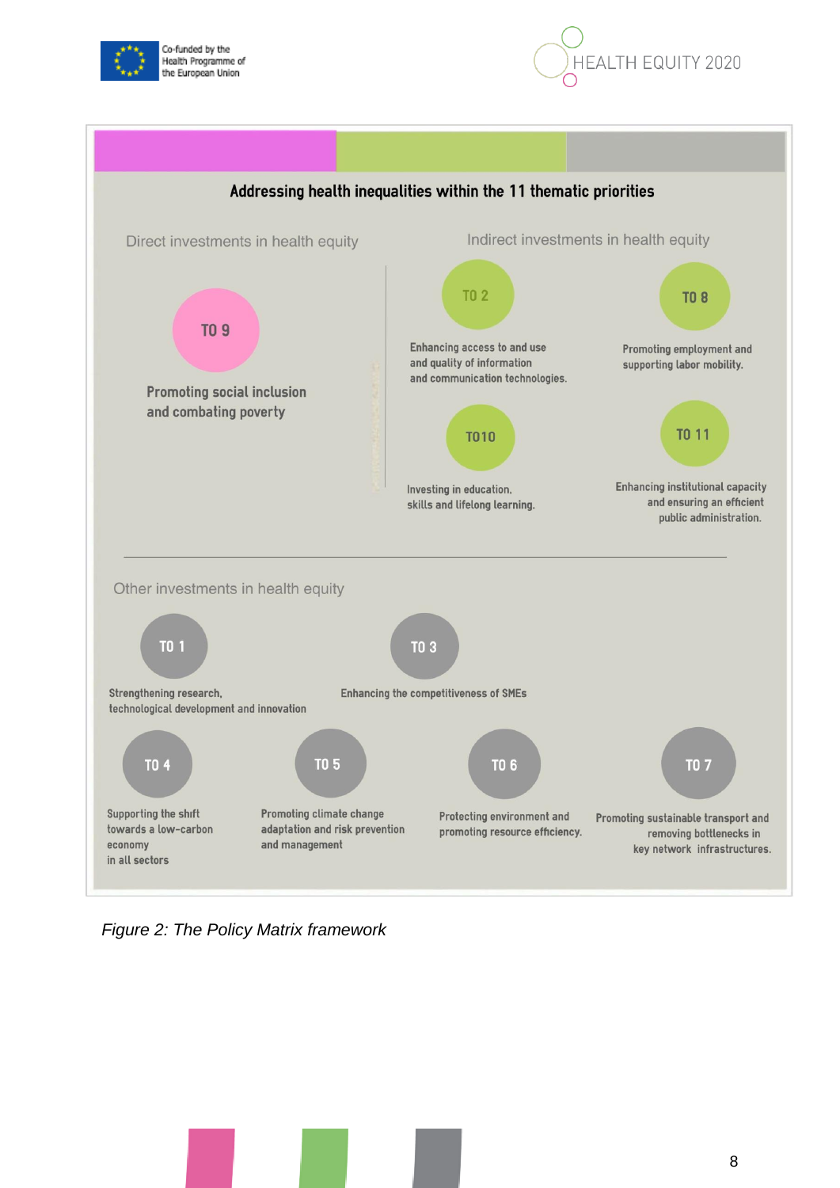**Addressing health inequalities within the 11 thematic priorities**

Direct investments in health equity

**TO 9**

**Promoting social inclusion and combating poverty**

Indirect investments in health equity

**TO 2**

Enhancing access to and use and quality of information and communication technologies.

**TO 8**

Promoting employment and supporting labor mobility.

**TO10**

Investing in education, skills and lifelong learning.

**TO 11**

Enhancing institutional capacity and ensuring an efficient public administration.

Other investments in health equity

**TO 1**

Strengthening research, technological development and innovation

**TO 3**

Enhancing the competitiveness of SMEs

**TO 4**

Supporting the shift towards a low-carbon economy in all sectors

**TO 5**

Promoting climate change adaptation and risk prevention and management

**TO 6**

Protecting environment and promoting resource efficiency.

**TO 7**

Promoting sustainable transport and removing bottlenecks in key network infrastructures.

*Figure 2: The Policy Matrix framework*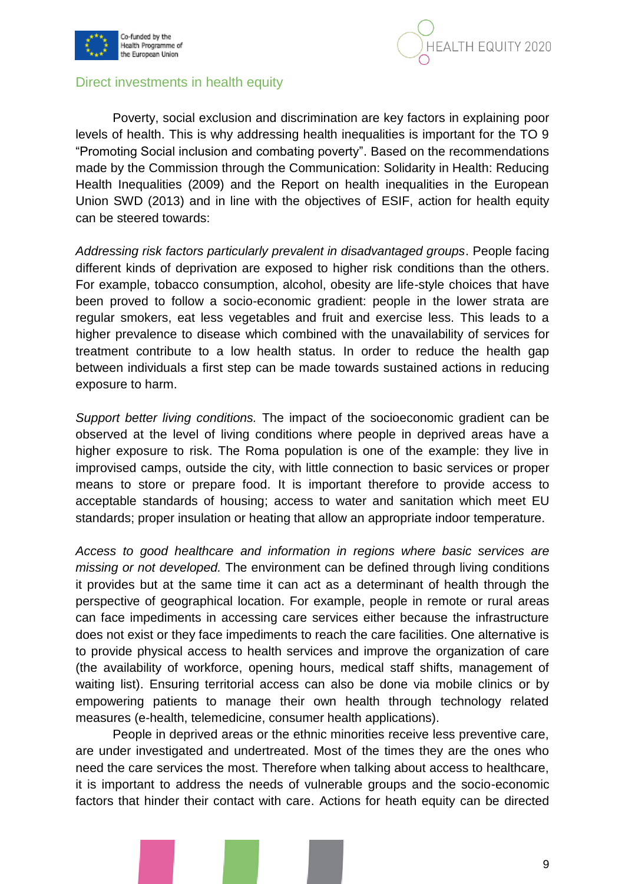## Direct investments in health equity

Poverty, social exclusion and discrimination are key factors in explaining poor levels of health. This is why addressing health inequalities is important for the TO 9 “Promoting Social inclusion and combating poverty”. Based on the recommendations made by the Commission through the Communication: Solidarity in Health: Reducing Health Inequalities (2009) and the Report on health inequalities in the European Union SWD (2013) and in line with the objectives of ESIF, action for health equity can be steered towards:

*Addressing risk factors particularly prevalent in disadvantaged groups*. People facing different kinds of deprivation are exposed to higher risk conditions than the others. For example, tobacco consumption, alcohol, obesity are life-style choices that have been proved to follow a socio-economic gradient: people in the lower strata are regular smokers, eat less vegetables and fruit and exercise less. This leads to a higher prevalence to disease which combined with the unavailability of services for treatment contribute to a low health status. In order to reduce the health gap between individuals a first step can be made towards sustained actions in reducing exposure to harm.

*Support better living conditions.* The impact of the socioeconomic gradient can be observed at the level of living conditions where people in deprived areas have a higher exposure to risk. The Roma population is one of the example: they live in improvised camps, outside the city, with little connection to basic services or proper means to store or prepare food. It is important therefore to provide access to acceptable standards of housing; access to water and sanitation which meet EU standards; proper insulation or heating that allow an appropriate indoor temperature.

*Access to good healthcare and information in regions where basic services are missing or not developed.* The environment can be defined through living conditions it provides but at the same time it can act as a determinant of health through the perspective of geographical location. For example, people in remote or rural areas can face impediments in accessing care services either because the infrastructure does not exist or they face impediments to reach the care facilities. One alternative is to provide physical access to health services and improve the organization of care (the availability of workforce, opening hours, medical staff shifts, management of waiting list). Ensuring territorial access can also be done via mobile clinics or by empowering patients to manage their own health through technology related measures (e-health, telemedicine, consumer health applications).

People in deprived areas or the ethnic minorities receive less preventive care, are under investigated and undertreated. Most of the times they are the ones who need the care services the most. Therefore when talking about access to healthcare, it is important to address the needs of vulnerable groups and the socio-economic factors that hinder their contact with care. Actions for heath equity can be directed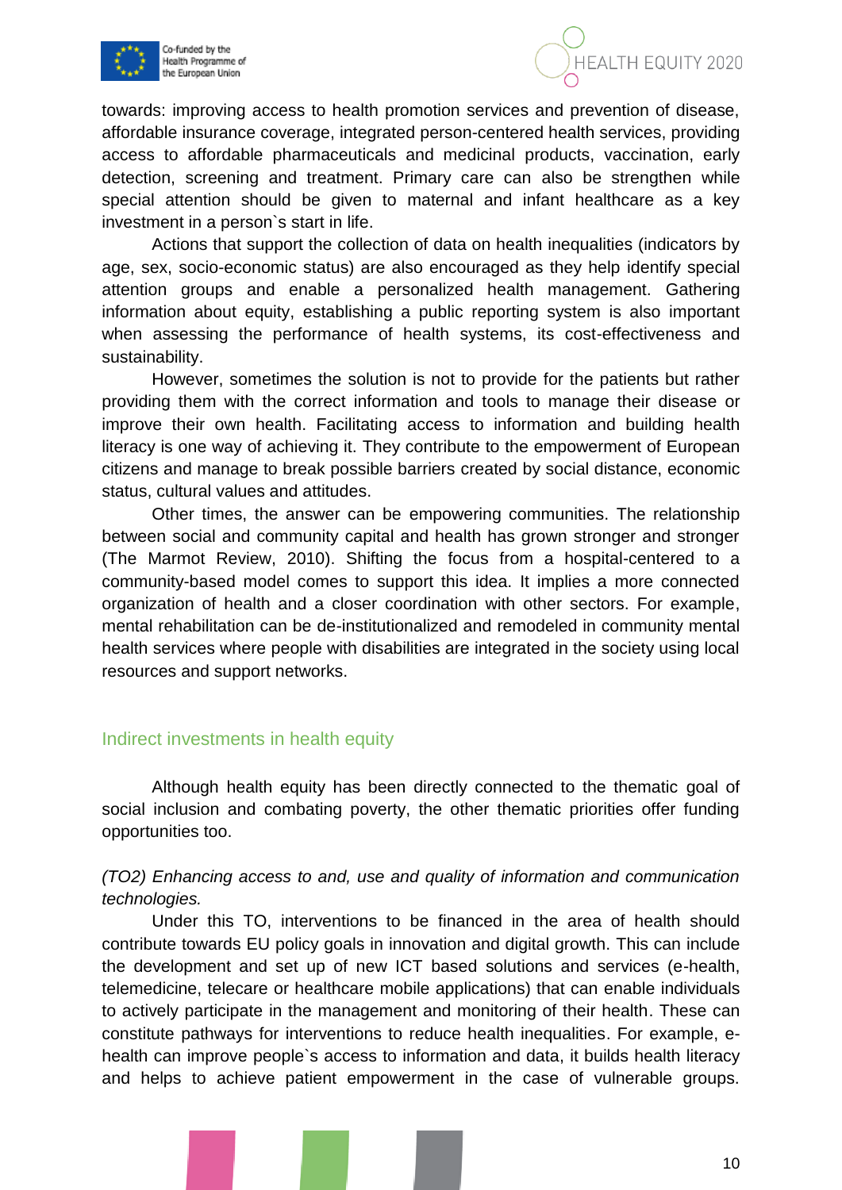towards: improving access to health promotion services and prevention of disease, affordable insurance coverage, integrated person-centered health services, providing access to affordable pharmaceuticals and medicinal products, vaccination, early detection, screening and treatment. Primary care can also be strengthen while special attention should be given to maternal and infant healthcare as a key investment in a person`s start in life.

Actions that support the collection of data on health inequalities (indicators by age, sex, socio-economic status) are also encouraged as they help identify special attention groups and enable a personalized health management. Gathering information about equity, establishing a public reporting system is also important when assessing the performance of health systems, its cost-effectiveness and sustainability.

However, sometimes the solution is not to provide for the patients but rather providing them with the correct information and tools to manage their disease or improve their own health. Facilitating access to information and building health literacy is one way of achieving it. They contribute to the empowerment of European citizens and manage to break possible barriers created by social distance, economic status, cultural values and attitudes.

Other times, the answer can be empowering communities. The relationship between social and community capital and health has grown stronger and stronger (The Marmot Review, 2010). Shifting the focus from a hospital-centered to a community-based model comes to support this idea. It implies a more connected organization of health and a closer coordination with other sectors. For example, mental rehabilitation can be de-institutionalized and remodeled in community mental health services where people with disabilities are integrated in the society using local resources and support networks.

## Indirect investments in health equity

Although health equity has been directly connected to the thematic goal of social inclusion and combating poverty, the other thematic priorities offer funding opportunities too.

*(TO2) Enhancing access to and, use and quality of information and communication technologies.*

Under this TO, interventions to be financed in the area of health should contribute towards EU policy goals in innovation and digital growth. This can include the development and set up of new ICT based solutions and services (e-health, telemedicine, telecare or healthcare mobile applications) that can enable individuals to actively participate in the management and monitoring of their health. These can constitute pathways for interventions to reduce health inequalities. For example, e-health can improve people`s access to information and data, it builds health literacy and helps to achieve patient empowerment in the case of vulnerable groups.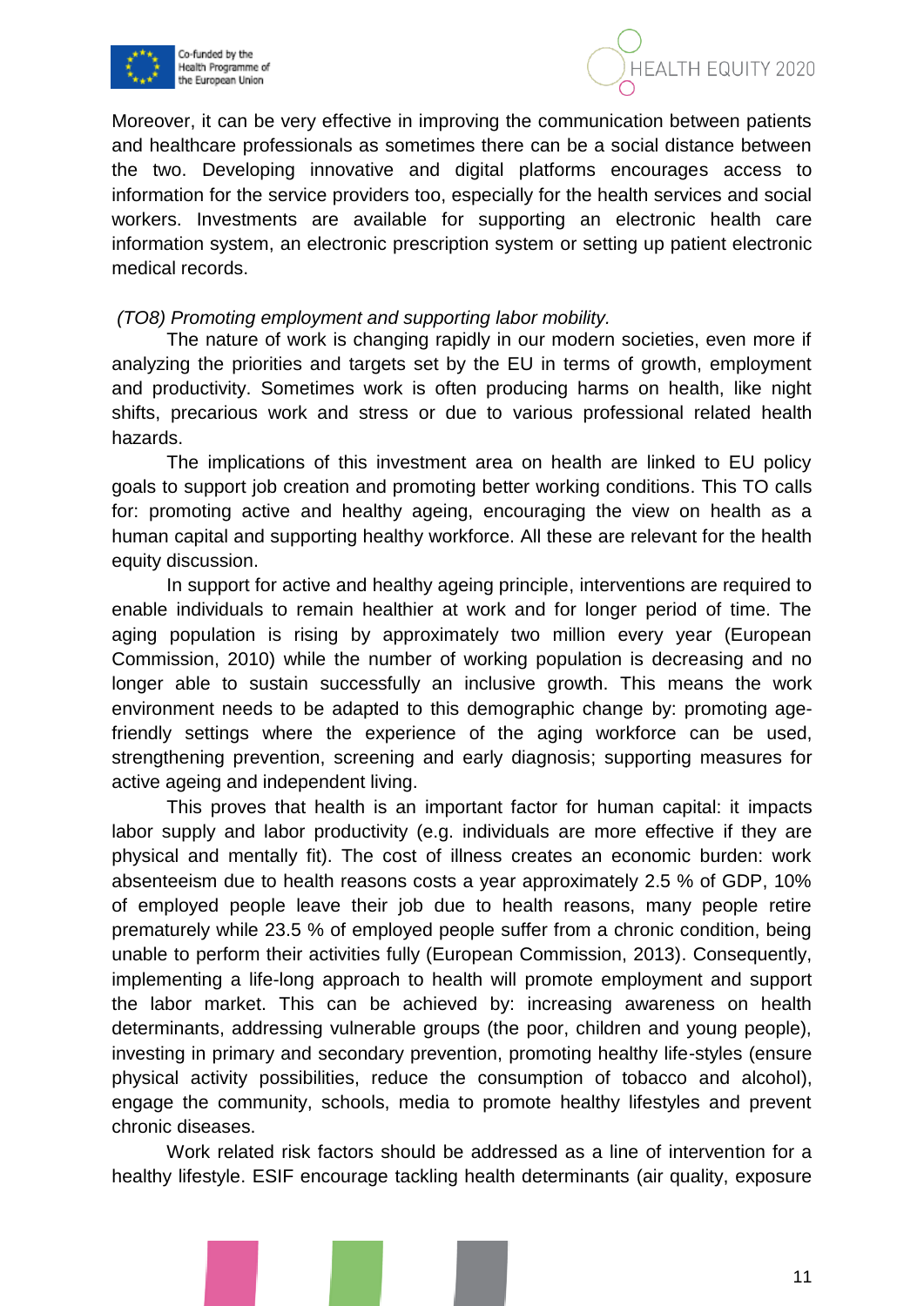Moreover, it can be very effective in improving the communication between patients and healthcare professionals as sometimes there can be a social distance between the two. Developing innovative and digital platforms encourages access to information for the service providers too, especially for the health services and social workers. Investments are available for supporting an electronic health care information system, an electronic prescription system or setting up patient electronic medical records.

*(TO8) Promoting employment and supporting labor mobility.*

The nature of work is changing rapidly in our modern societies, even more if analyzing the priorities and targets set by the EU in terms of growth, employment and productivity. Sometimes work is often producing harms on health, like night shifts, precarious work and stress or due to various professional related health hazards.

The implications of this investment area on health are linked to EU policy goals to support job creation and promoting better working conditions. This TO calls for: promoting active and healthy ageing, encouraging the view on health as a human capital and supporting healthy workforce. All these are relevant for the health equity discussion.

In support for active and healthy ageing principle, interventions are required to enable individuals to remain healthier at work and for longer period of time. The aging population is rising by approximately two million every year (European Commission, 2010) while the number of working population is decreasing and no longer able to sustain successfully an inclusive growth. This means the work environment needs to be adapted to this demographic change by: promoting age-friendly settings where the experience of the aging workforce can be used, strengthening prevention, screening and early diagnosis; supporting measures for active ageing and independent living.

This proves that health is an important factor for human capital: it impacts labor supply and labor productivity (e.g. individuals are more effective if they are physical and mentally fit). The cost of illness creates an economic burden: work absenteeism due to health reasons costs a year approximately 2.5 % of GDP, 10% of employed people leave their job due to health reasons, many people retire prematurely while 23.5 % of employed people suffer from a chronic condition, being unable to perform their activities fully (European Commission, 2013). Consequently, implementing a life-long approach to health will promote employment and support the labor market. This can be achieved by: increasing awareness on health determinants, addressing vulnerable groups (the poor, children and young people), investing in primary and secondary prevention, promoting healthy life-styles (ensure physical activity possibilities, reduce the consumption of tobacco and alcohol), engage the community, schools, media to promote healthy lifestyles and prevent chronic diseases.

Work related risk factors should be addressed as a line of intervention for a healthy lifestyle. ESIF encourage tackling health determinants (air quality, exposure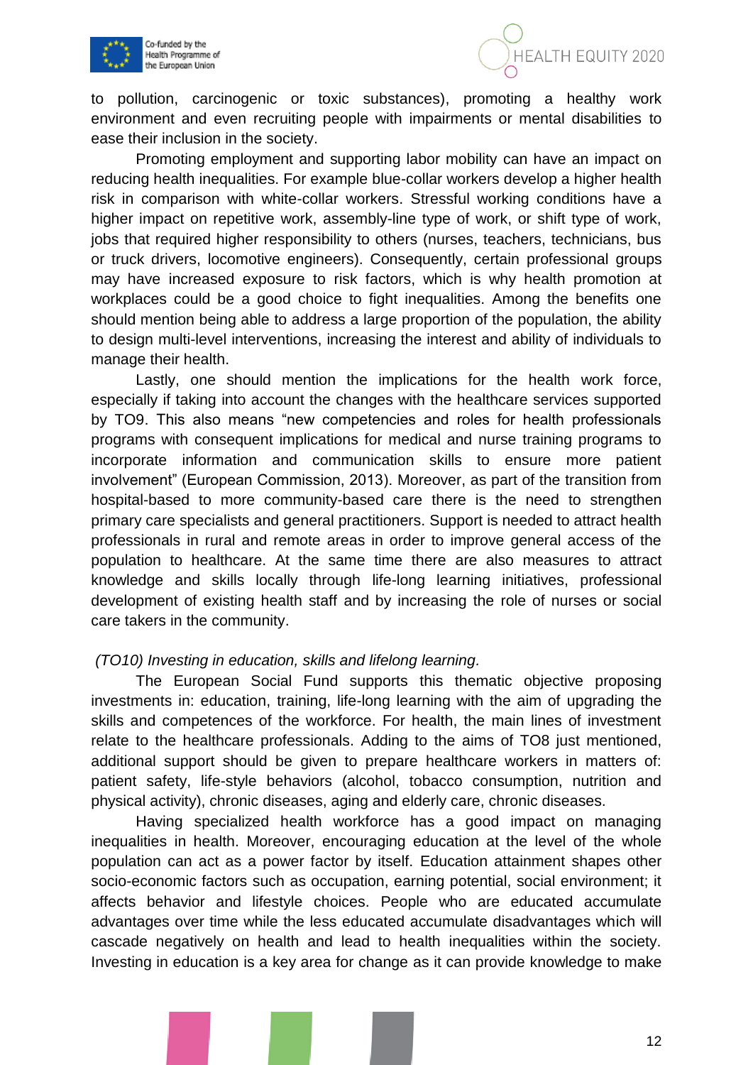to pollution, carcinogenic or toxic substances), promoting a healthy work environment and even recruiting people with impairments or mental disabilities to ease their inclusion in the society.

Promoting employment and supporting labor mobility can have an impact on reducing health inequalities. For example blue-collar workers develop a higher health risk in comparison with white-collar workers. Stressful working conditions have a higher impact on repetitive work, assembly-line type of work, or shift type of work, jobs that required higher responsibility to others (nurses, teachers, technicians, bus or truck drivers, locomotive engineers). Consequently, certain professional groups may have increased exposure to risk factors, which is why health promotion at workplaces could be a good choice to fight inequalities. Among the benefits one should mention being able to address a large proportion of the population, the ability to design multi-level interventions, increasing the interest and ability of individuals to manage their health.

Lastly, one should mention the implications for the health work force, especially if taking into account the changes with the healthcare services supported by TO9. This also means "new competencies and roles for health professionals programs with consequent implications for medical and nurse training programs to incorporate information and communication skills to ensure more patient involvement" (European Commission, 2013). Moreover, as part of the transition from hospital-based to more community-based care there is the need to strengthen primary care specialists and general practitioners. Support is needed to attract health professionals in rural and remote areas in order to improve general access of the population to healthcare. At the same time there are also measures to attract knowledge and skills locally through life-long learning initiatives, professional development of existing health staff and by increasing the role of nurses or social care takers in the community.

*(TO10) Investing in education, skills and lifelong learning.*

The European Social Fund supports this thematic objective proposing investments in: education, training, life-long learning with the aim of upgrading the skills and competences of the workforce. For health, the main lines of investment relate to the healthcare professionals. Adding to the aims of TO8 just mentioned, additional support should be given to prepare healthcare workers in matters of: patient safety, life-style behaviors (alcohol, tobacco consumption, nutrition and physical activity), chronic diseases, aging and elderly care, chronic diseases.

Having specialized health workforce has a good impact on managing inequalities in health. Moreover, encouraging education at the level of the whole population can act as a power factor by itself. Education attainment shapes other socio-economic factors such as occupation, earning potential, social environment; it affects behavior and lifestyle choices. People who are educated accumulate advantages over time while the less educated accumulate disadvantages which will cascade negatively on health and lead to health inequalities within the society. Investing in education is a key area for change as it can provide knowledge to make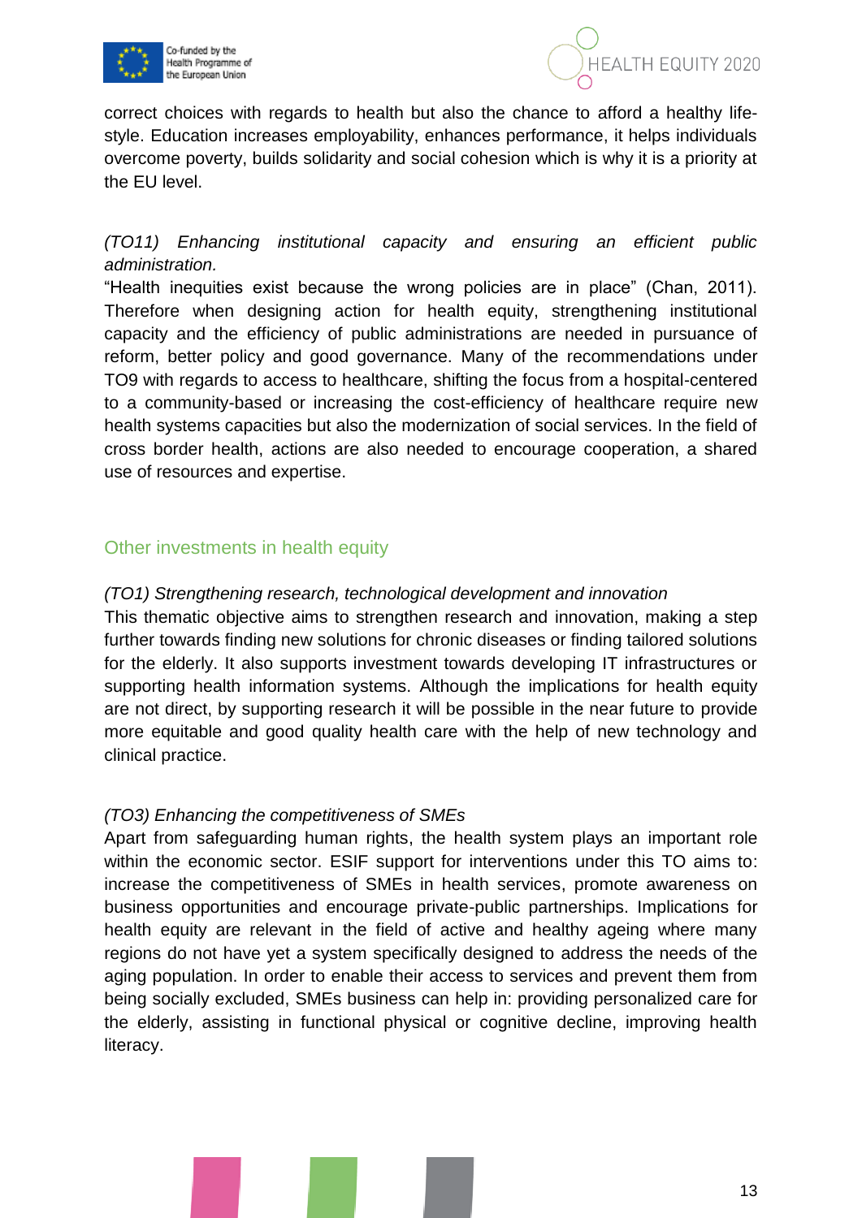correct choices with regards to health but also the chance to afford a healthy life-style. Education increases employability, enhances performance, it helps individuals overcome poverty, builds solidarity and social cohesion which is why it is a priority at the EU level.

*(TO11) Enhancing institutional capacity and ensuring an efficient public administration.*

"Health inequities exist because the wrong policies are in place" (Chan, 2011). Therefore when designing action for health equity, strengthening institutional capacity and the efficiency of public administrations are needed in pursuance of reform, better policy and good governance. Many of the recommendations under TO9 with regards to access to healthcare, shifting the focus from a hospital-centered to a community-based or increasing the cost-efficiency of healthcare require new health systems capacities but also the modernization of social services. In the field of cross border health, actions are also needed to encourage cooperation, a shared use of resources and expertise.

## Other investments in health equity

*(TO1) Strengthening research, technological development and innovation*

This thematic objective aims to strengthen research and innovation, making a step further towards finding new solutions for chronic diseases or finding tailored solutions for the elderly. It also supports investment towards developing IT infrastructures or supporting health information systems. Although the implications for health equity are not direct, by supporting research it will be possible in the near future to provide more equitable and good quality health care with the help of new technology and clinical practice.

*(TO3) Enhancing the competitiveness of SMEs*

Apart from safeguarding human rights, the health system plays an important role within the economic sector. ESIF support for interventions under this TO aims to: increase the competitiveness of SMEs in health services, promote awareness on business opportunities and encourage private-public partnerships. Implications for health equity are relevant in the field of active and healthy ageing where many regions do not have yet a system specifically designed to address the needs of the aging population. In order to enable their access to services and prevent them from being socially excluded, SMEs business can help in: providing personalized care for the elderly, assisting in functional physical or cognitive decline, improving health literacy.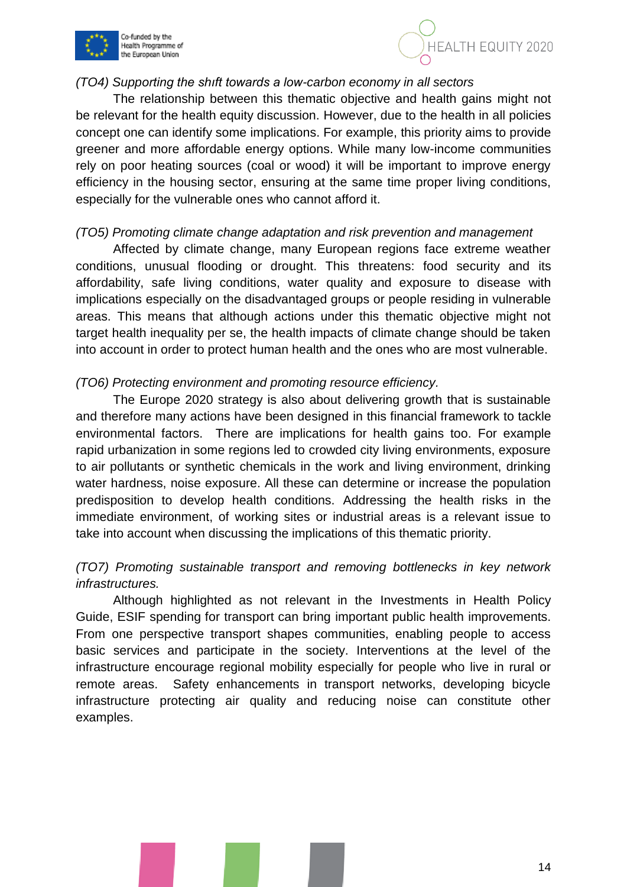*(TO4) Supporting the shıft towards a low-carbon economy in all sectors*

The relationship between this thematic objective and health gains might not be relevant for the health equity discussion. However, due to the health in all policies concept one can identify some implications. For example, this priority aims to provide greener and more affordable energy options. While many low-income communities rely on poor heating sources (coal or wood) it will be important to improve energy efficiency in the housing sector, ensuring at the same time proper living conditions, especially for the vulnerable ones who cannot afford it.

*(TO5) Promoting climate change adaptation and risk prevention and management*

Affected by climate change, many European regions face extreme weather conditions, unusual flooding or drought. This threatens: food security and its affordability, safe living conditions, water quality and exposure to disease with implications especially on the disadvantaged groups or people residing in vulnerable areas. This means that although actions under this thematic objective might not target health inequality per se, the health impacts of climate change should be taken into account in order to protect human health and the ones who are most vulnerable.

*(TO6) Protecting environment and promoting resource efficiency.*

The Europe 2020 strategy is also about delivering growth that is sustainable and therefore many actions have been designed in this financial framework to tackle environmental factors. There are implications for health gains too. For example rapid urbanization in some regions led to crowded city living environments, exposure to air pollutants or synthetic chemicals in the work and living environment, drinking water hardness, noise exposure. All these can determine or increase the population predisposition to develop health conditions. Addressing the health risks in the immediate environment, of working sites or industrial areas is a relevant issue to take into account when discussing the implications of this thematic priority.

*(TO7) Promoting sustainable transport and removing bottlenecks in key network infrastructures.*

Although highlighted as not relevant in the Investments in Health Policy Guide, ESIF spending for transport can bring important public health improvements. From one perspective transport shapes communities, enabling people to access basic services and participate in the society. Interventions at the level of the infrastructure encourage regional mobility especially for people who live in rural or remote areas. Safety enhancements in transport networks, developing bicycle infrastructure protecting air quality and reducing noise can constitute other examples.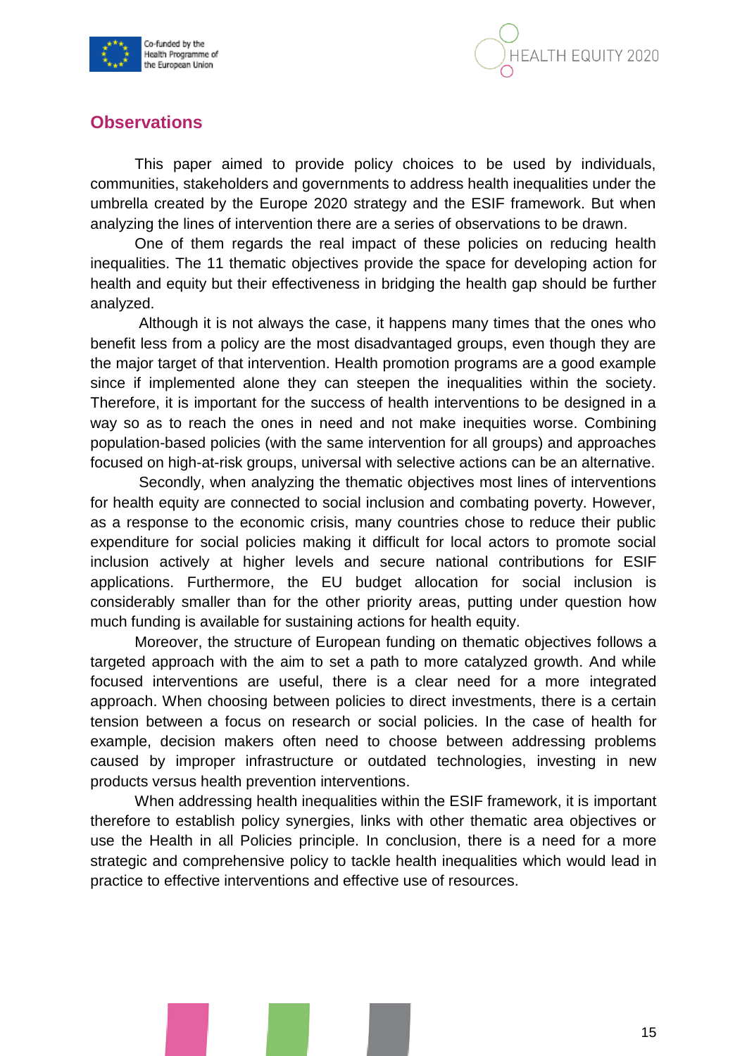## Observations

This paper aimed to provide policy choices to be used by individuals, communities, stakeholders and governments to address health inequalities under the umbrella created by the Europe 2020 strategy and the ESIF framework. But when analyzing the lines of intervention there are a series of observations to be drawn.

One of them regards the real impact of these policies on reducing health inequalities. The 11 thematic objectives provide the space for developing action for health and equity but their effectiveness in bridging the health gap should be further analyzed.

Although it is not always the case, it happens many times that the ones who benefit less from a policy are the most disadvantaged groups, even though they are the major target of that intervention. Health promotion programs are a good example since if implemented alone they can steepen the inequalities within the society. Therefore, it is important for the success of health interventions to be designed in a way so as to reach the ones in need and not make inequities worse. Combining population-based policies (with the same intervention for all groups) and approaches focused on high-at-risk groups, universal with selective actions can be an alternative.

Secondly, when analyzing the thematic objectives most lines of interventions for health equity are connected to social inclusion and combating poverty. However, as a response to the economic crisis, many countries chose to reduce their public expenditure for social policies making it difficult for local actors to promote social inclusion actively at higher levels and secure national contributions for ESIF applications. Furthermore, the EU budget allocation for social inclusion is considerably smaller than for the other priority areas, putting under question how much funding is available for sustaining actions for health equity.

Moreover, the structure of European funding on thematic objectives follows a targeted approach with the aim to set a path to more catalyzed growth. And while focused interventions are useful, there is a clear need for a more integrated approach. When choosing between policies to direct investments, there is a certain tension between a focus on research or social policies. In the case of health for example, decision makers often need to choose between addressing problems caused by improper infrastructure or outdated technologies, investing in new products versus health prevention interventions.

When addressing health inequalities within the ESIF framework, it is important therefore to establish policy synergies, links with other thematic area objectives or use the Health in all Policies principle. In conclusion, there is a need for a more strategic and comprehensive policy to tackle health inequalities which would lead in practice to effective interventions and effective use of resources.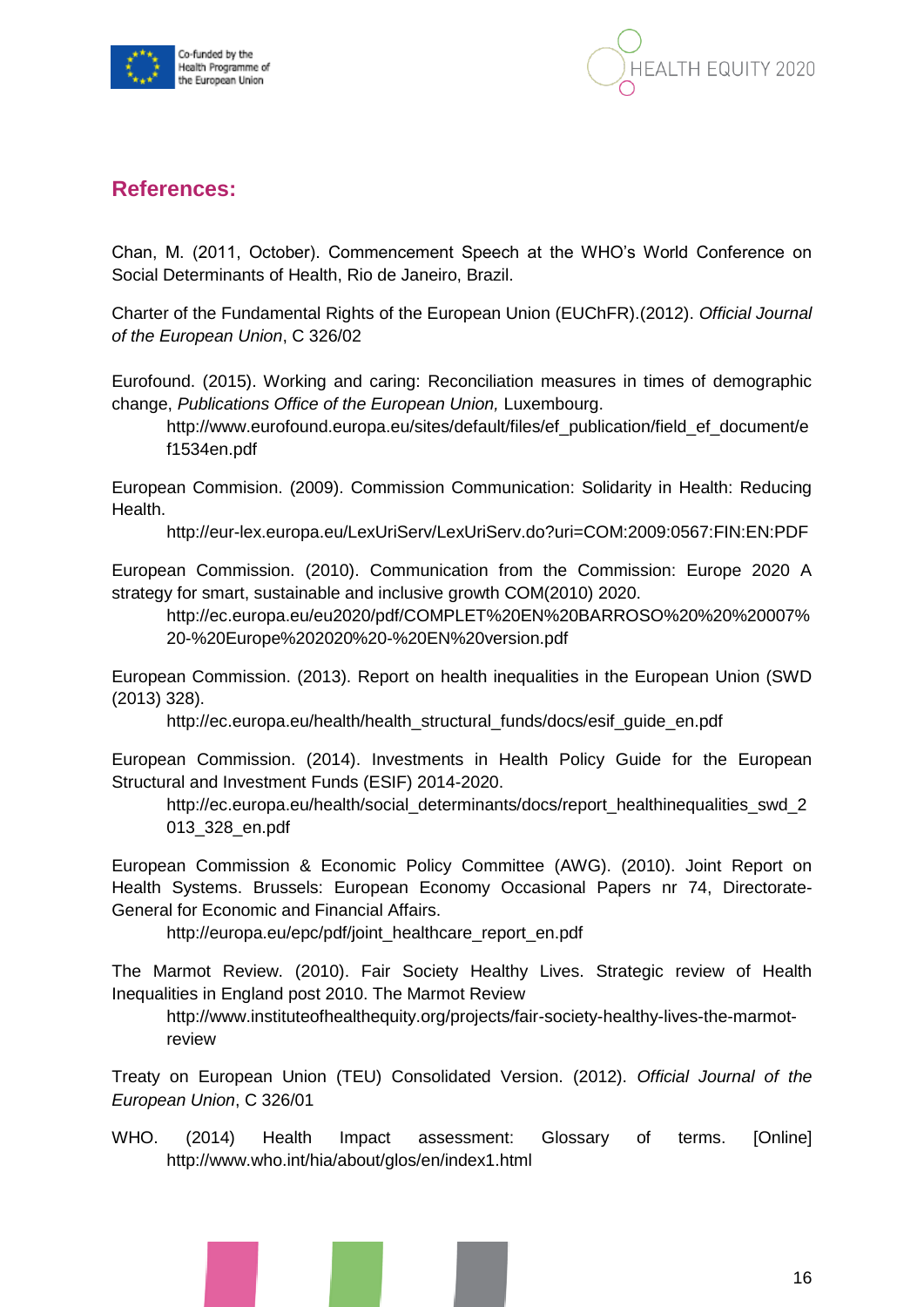## References:

Chan, M. (2011, October). Commencement Speech at the WHO's World Conference on Social Determinants of Health, Rio de Janeiro, Brazil.

Charter of the Fundamental Rights of the European Union (EUChFR).(2012). *Official Journal of the European Union*, C 326/02

Eurofound. (2015). Working and caring: Reconciliation measures in times of demographic change, *Publications Office of the European Union,* Luxembourg.
    http://www.eurofound.europa.eu/sites/default/files/ef_publication/field_ef_document/ef1534en.pdf

European Commision. (2009). Commission Communication: Solidarity in Health: Reducing Health.
    http://eur-lex.europa.eu/LexUriServ/LexUriServ.do?uri=COM:2009:0567:FIN:EN:PDF

European Commission. (2010). Communication from the Commission: Europe 2020 A strategy for smart, sustainable and inclusive growth COM(2010) 2020.
    http://ec.europa.eu/eu2020/pdf/COMPLET%20EN%20BARROSO%20%20%20007%20-%20Europe%202020%20-%20EN%20version.pdf

European Commission. (2013). Report on health inequalities in the European Union (SWD (2013) 328).
    http://ec.europa.eu/health/health_structural_funds/docs/esif_guide_en.pdf

European Commission. (2014). Investments in Health Policy Guide for the European Structural and Investment Funds (ESIF) 2014-2020.
    http://ec.europa.eu/health/social_determinants/docs/report_healthinequalities_swd_2013_328_en.pdf

European Commission & Economic Policy Committee (AWG). (2010). Joint Report on Health Systems. Brussels: European Economy Occasional Papers nr 74, Directorate-General for Economic and Financial Affairs.
    http://europa.eu/epc/pdf/joint_healthcare_report_en.pdf

The Marmot Review. (2010). Fair Society Healthy Lives. Strategic review of Health Inequalities in England post 2010. The Marmot Review
    http://www.instituteofhealthequity.org/projects/fair-society-healthy-lives-the-marmot-review

Treaty on European Union (TEU) Consolidated Version. (2012). *Official Journal of the European Union*, C 326/01

WHO. (2014) Health Impact assessment: Glossary of terms. [Online] http://www.who.int/hia/about/glos/en/index1.html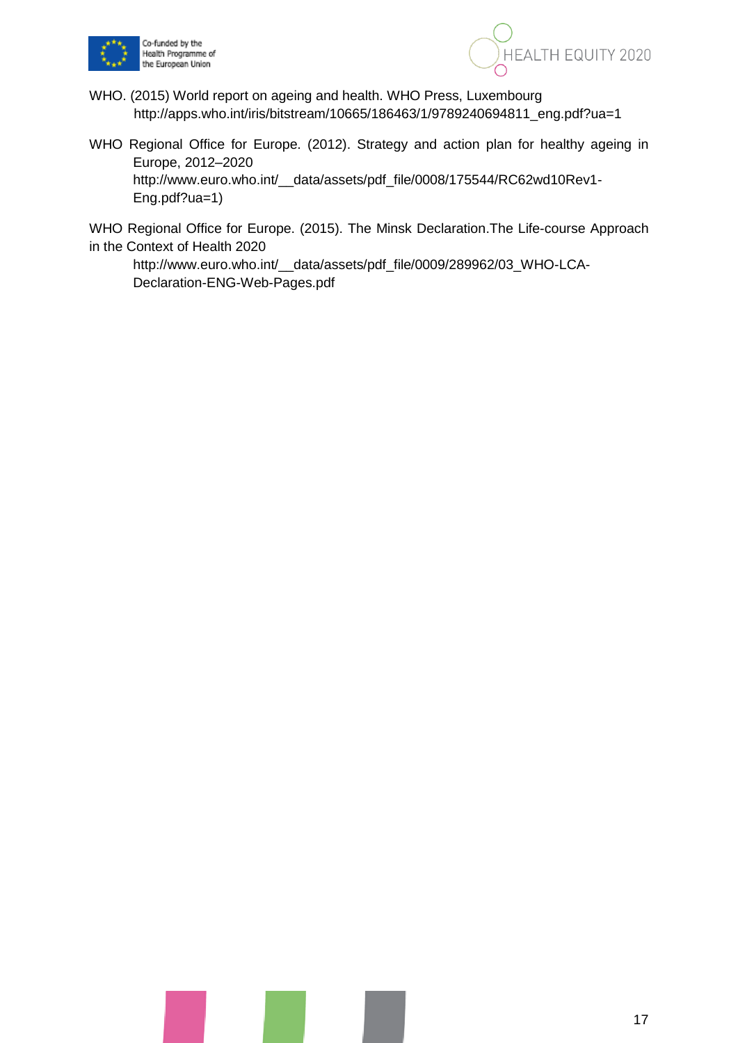WHO. (2015) World report on ageing and health. WHO Press, Luxembourg http://apps.who.int/iris/bitstream/10665/186463/1/9789240694811_eng.pdf?ua=1

WHO Regional Office for Europe. (2012). Strategy and action plan for healthy ageing in Europe, 2012–2020 http://www.euro.who.int/__data/assets/pdf_file/0008/175544/RC62wd10Rev1-Eng.pdf?ua=1)

WHO Regional Office for Europe. (2015). The Minsk Declaration.The Life-course Approach in the Context of Health 2020 http://www.euro.who.int/__data/assets/pdf_file/0009/289962/03_WHO-LCA-Declaration-ENG-Web-Pages.pdf